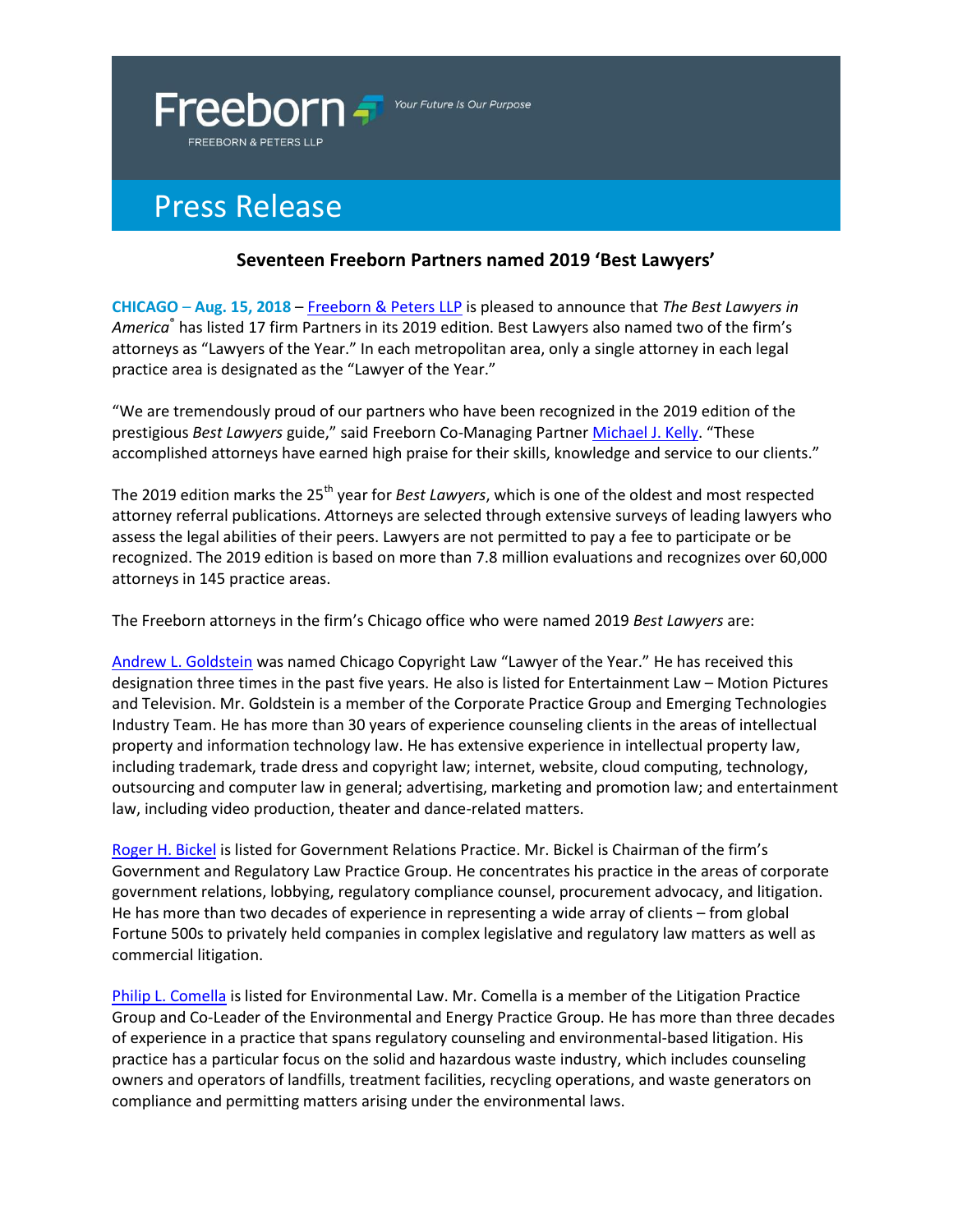Freeborn

FREEBORN & PETERS LLP

*Your Future Is Our Purpose*

# Press Release

## Seventeen Freeborn Partners named 2019 'Best Lawyers'

**CHICAGO – Aug. 15, 2018** – Freeborn & Peters LLP is pleased to announce that *The Best Lawyers in America*® has listed 17 firm Partners in its 2019 edition. Best Lawyers also named two of the firm's attorneys as "Lawyers of the Year." In each metropolitan area, only a single attorney in each legal practice area is designated as the "Lawyer of the Year."

"We are tremendously proud of our partners who have been recognized in the 2019 edition of the prestigious *Best Lawyers* guide," said Freeborn Co-Managing Partner Michael J. Kelly. "These accomplished attorneys have earned high praise for their skills, knowledge and service to our clients."

The 2019 edition marks the 25th year for *Best Lawyers*, which is one of the oldest and most respected attorney referral publications. *A*ttorneys are selected through extensive surveys of leading lawyers who assess the legal abilities of their peers. Lawyers are not permitted to pay a fee to participate or be recognized. The 2019 edition is based on more than 7.8 million evaluations and recognizes over 60,000 attorneys in 145 practice areas.

The Freeborn attorneys in the firm's Chicago office who were named 2019 *Best Lawyers* are:

Andrew L. Goldstein was named Chicago Copyright Law "Lawyer of the Year." He has received this designation three times in the past five years. He also is listed for Entertainment Law – Motion Pictures and Television. Mr. Goldstein is a member of the Corporate Practice Group and Emerging Technologies Industry Team. He has more than 30 years of experience counseling clients in the areas of intellectual property and information technology law. He has extensive experience in intellectual property law, including trademark, trade dress and copyright law; internet, website, cloud computing, technology, outsourcing and computer law in general; advertising, marketing and promotion law; and entertainment law, including video production, theater and dance-related matters.

Roger H. Bickel is listed for Government Relations Practice. Mr. Bickel is Chairman of the firm's Government and Regulatory Law Practice Group. He concentrates his practice in the areas of corporate government relations, lobbying, regulatory compliance counsel, procurement advocacy, and litigation. He has more than two decades of experience in representing a wide array of clients – from global Fortune 500s to privately held companies in complex legislative and regulatory law matters as well as commercial litigation.

Philip L. Comella is listed for Environmental Law. Mr. Comella is a member of the Litigation Practice Group and Co-Leader of the Environmental and Energy Practice Group. He has more than three decades of experience in a practice that spans regulatory counseling and environmental-based litigation. His practice has a particular focus on the solid and hazardous waste industry, which includes counseling owners and operators of landfills, treatment facilities, recycling operations, and waste generators on compliance and permitting matters arising under the environmental laws.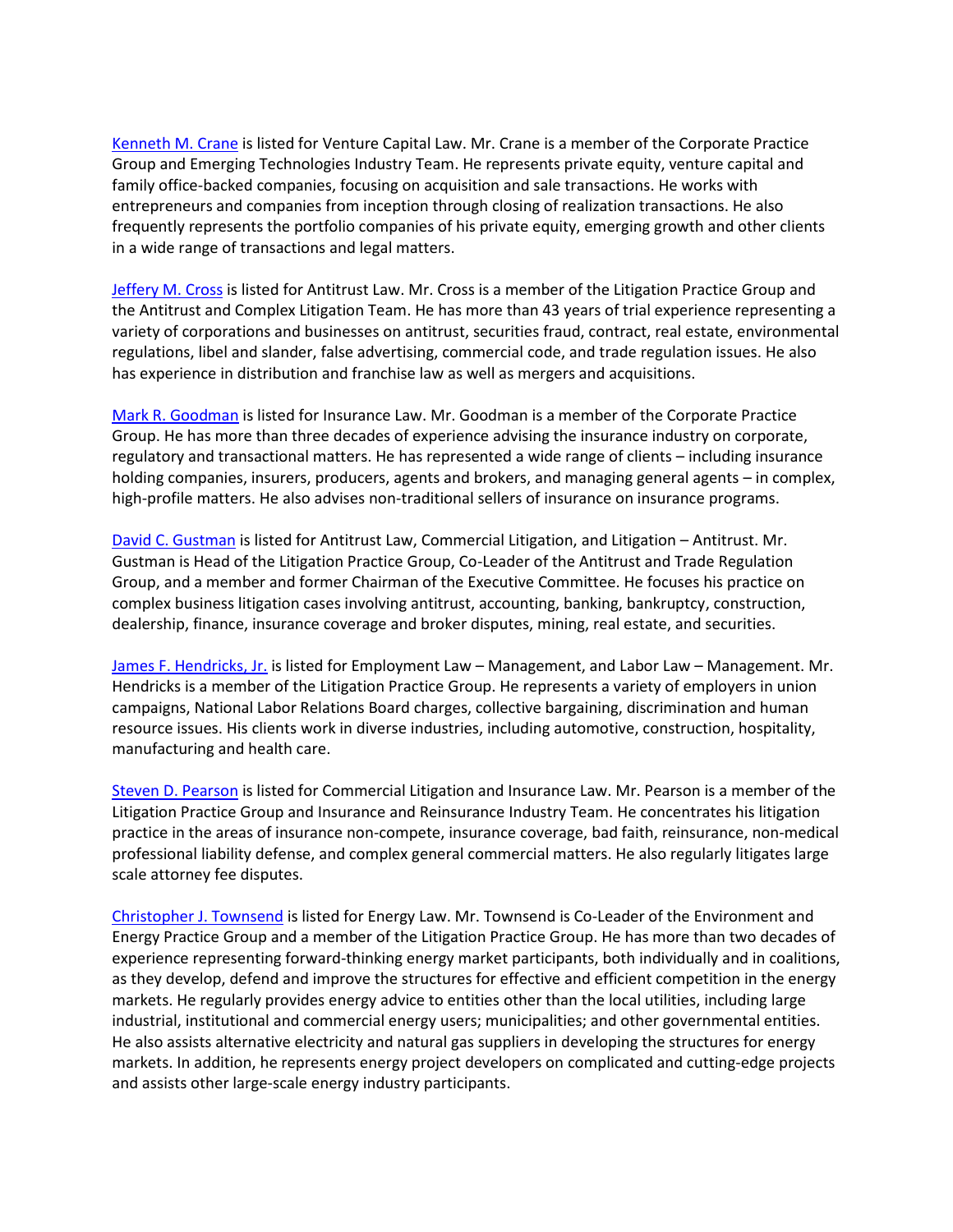Kenneth M. Crane is listed for Venture Capital Law. Mr. Crane is a member of the Corporate Practice Group and Emerging Technologies Industry Team. He represents private equity, venture capital and family office-backed companies, focusing on acquisition and sale transactions. He works with entrepreneurs and companies from inception through closing of realization transactions. He also frequently represents the portfolio companies of his private equity, emerging growth and other clients in a wide range of transactions and legal matters.

Jeffery M. Cross is listed for Antitrust Law. Mr. Cross is a member of the Litigation Practice Group and the Antitrust and Complex Litigation Team. He has more than 43 years of trial experience representing a variety of corporations and businesses on antitrust, securities fraud, contract, real estate, environmental regulations, libel and slander, false advertising, commercial code, and trade regulation issues. He also has experience in distribution and franchise law as well as mergers and acquisitions.

Mark R. Goodman is listed for Insurance Law. Mr. Goodman is a member of the Corporate Practice Group. He has more than three decades of experience advising the insurance industry on corporate, regulatory and transactional matters. He has represented a wide range of clients – including insurance holding companies, insurers, producers, agents and brokers, and managing general agents – in complex, high-profile matters. He also advises non-traditional sellers of insurance on insurance programs.

David C. Gustman is listed for Antitrust Law, Commercial Litigation, and Litigation – Antitrust. Mr. Gustman is Head of the Litigation Practice Group, Co-Leader of the Antitrust and Trade Regulation Group, and a member and former Chairman of the Executive Committee. He focuses his practice on complex business litigation cases involving antitrust, accounting, banking, bankruptcy, construction, dealership, finance, insurance coverage and broker disputes, mining, real estate, and securities.

James F. Hendricks, Jr. is listed for Employment Law – Management, and Labor Law – Management. Mr. Hendricks is a member of the Litigation Practice Group. He represents a variety of employers in union campaigns, National Labor Relations Board charges, collective bargaining, discrimination and human resource issues. His clients work in diverse industries, including automotive, construction, hospitality, manufacturing and health care.

Steven D. Pearson is listed for Commercial Litigation and Insurance Law. Mr. Pearson is a member of the Litigation Practice Group and Insurance and Reinsurance Industry Team. He concentrates his litigation practice in the areas of insurance non-compete, insurance coverage, bad faith, reinsurance, non-medical professional liability defense, and complex general commercial matters. He also regularly litigates large scale attorney fee disputes.

Christopher J. Townsend is listed for Energy Law. Mr. Townsend is Co-Leader of the Environment and Energy Practice Group and a member of the Litigation Practice Group. He has more than two decades of experience representing forward-thinking energy market participants, both individually and in coalitions, as they develop, defend and improve the structures for effective and efficient competition in the energy markets. He regularly provides energy advice to entities other than the local utilities, including large industrial, institutional and commercial energy users; municipalities; and other governmental entities. He also assists alternative electricity and natural gas suppliers in developing the structures for energy markets. In addition, he represents energy project developers on complicated and cutting-edge projects and assists other large-scale energy industry participants.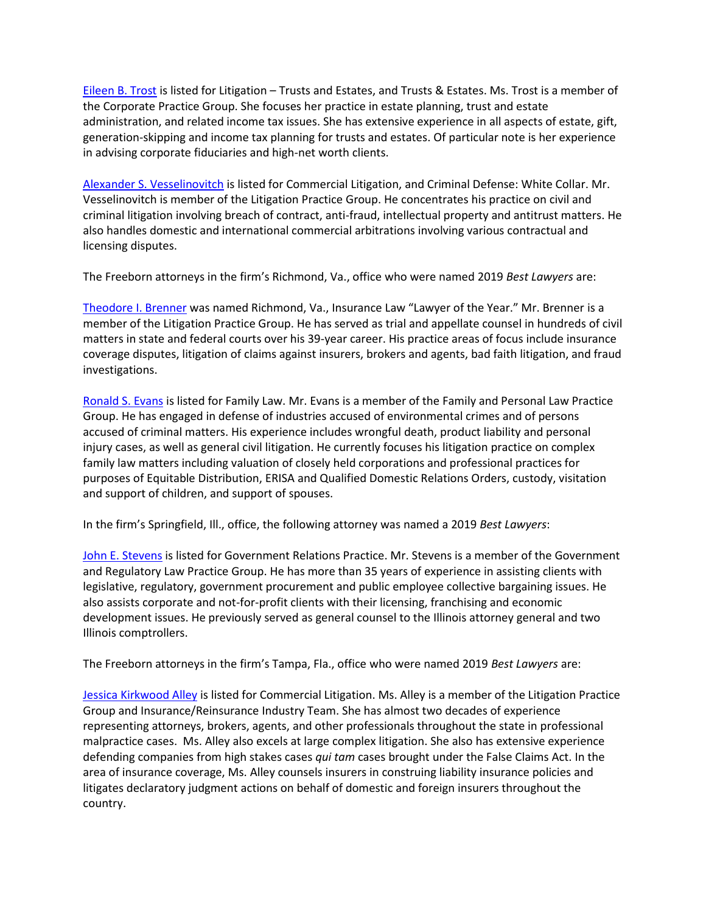Eileen B. Trost is listed for Litigation – Trusts and Estates, and Trusts & Estates. Ms. Trost is a member of the Corporate Practice Group. She focuses her practice in estate planning, trust and estate administration, and related income tax issues. She has extensive experience in all aspects of estate, gift, generation-skipping and income tax planning for trusts and estates. Of particular note is her experience in advising corporate fiduciaries and high-net worth clients.

Alexander S. Vesselinovitch is listed for Commercial Litigation, and Criminal Defense: White Collar. Mr. Vesselinovitch is member of the Litigation Practice Group. He concentrates his practice on civil and criminal litigation involving breach of contract, anti-fraud, intellectual property and antitrust matters. He also handles domestic and international commercial arbitrations involving various contractual and licensing disputes.

The Freeborn attorneys in the firm's Richmond, Va., office who were named 2019 *Best Lawyers* are:

Theodore I. Brenner was named Richmond, Va., Insurance Law "Lawyer of the Year." Mr. Brenner is a member of the Litigation Practice Group. He has served as trial and appellate counsel in hundreds of civil matters in state and federal courts over his 39-year career. His practice areas of focus include insurance coverage disputes, litigation of claims against insurers, brokers and agents, bad faith litigation, and fraud investigations.

Ronald S. Evans is listed for Family Law. Mr. Evans is a member of the Family and Personal Law Practice Group. He has engaged in defense of industries accused of environmental crimes and of persons accused of criminal matters. His experience includes wrongful death, product liability and personal injury cases, as well as general civil litigation. He currently focuses his litigation practice on complex family law matters including valuation of closely held corporations and professional practices for purposes of Equitable Distribution, ERISA and Qualified Domestic Relations Orders, custody, visitation and support of children, and support of spouses.

In the firm's Springfield, Ill., office, the following attorney was named a 2019 *Best Lawyers*:

John E. Stevens is listed for Government Relations Practice. Mr. Stevens is a member of the Government and Regulatory Law Practice Group. He has more than 35 years of experience in assisting clients with legislative, regulatory, government procurement and public employee collective bargaining issues. He also assists corporate and not-for-profit clients with their licensing, franchising and economic development issues. He previously served as general counsel to the Illinois attorney general and two Illinois comptrollers.

The Freeborn attorneys in the firm's Tampa, Fla., office who were named 2019 *Best Lawyers* are:

Jessica Kirkwood Alley is listed for Commercial Litigation. Ms. Alley is a member of the Litigation Practice Group and Insurance/Reinsurance Industry Team. She has almost two decades of experience representing attorneys, brokers, agents, and other professionals throughout the state in professional malpractice cases. Ms. Alley also excels at large complex litigation. She also has extensive experience defending companies from high stakes cases *qui tam* cases brought under the False Claims Act. In the area of insurance coverage, Ms. Alley counsels insurers in construing liability insurance policies and litigates declaratory judgment actions on behalf of domestic and foreign insurers throughout the country.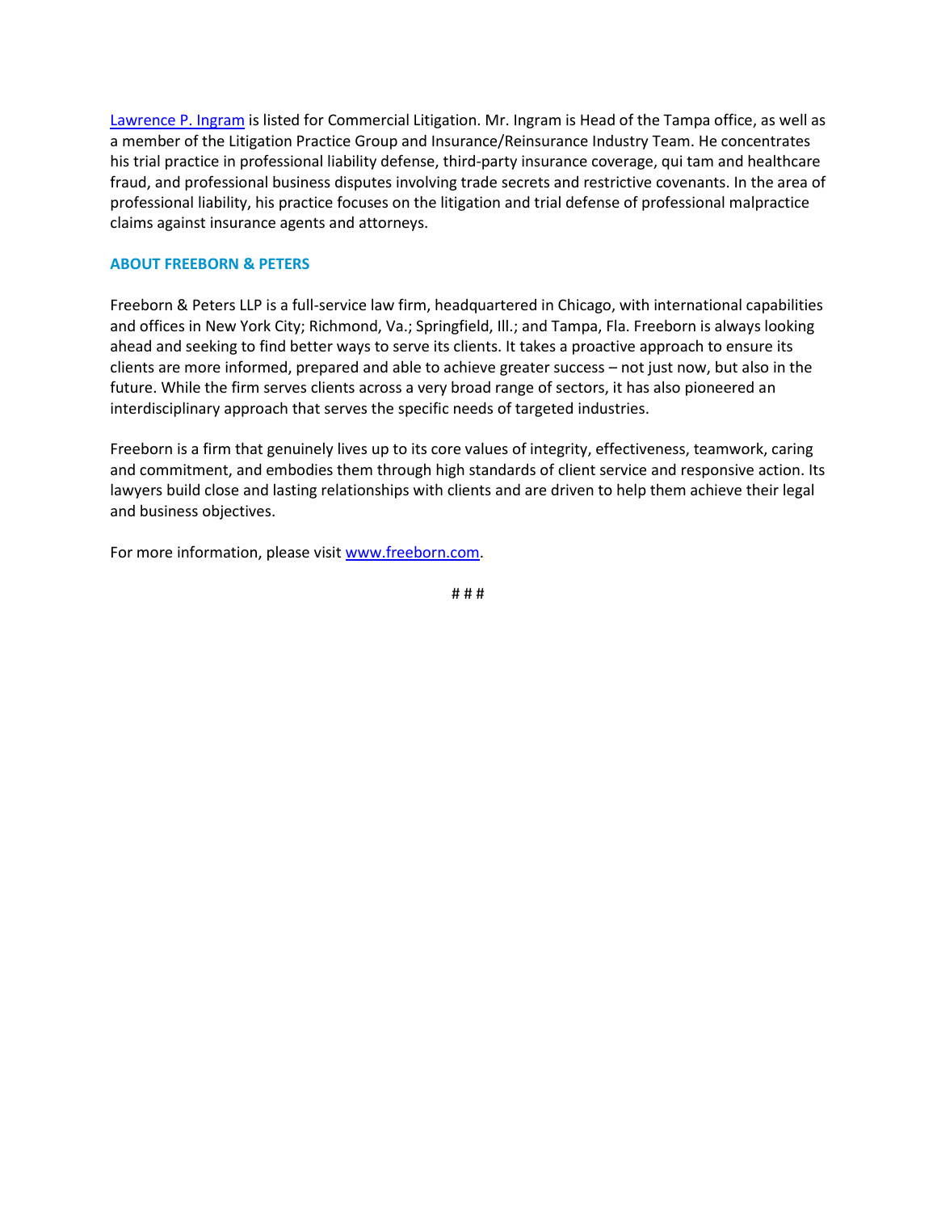[Lawrence P. Ingram](#) is listed for Commercial Litigation. Mr. Ingram is Head of the Tampa office, as well as a member of the Litigation Practice Group and Insurance/Reinsurance Industry Team. He concentrates his trial practice in professional liability defense, third-party insurance coverage, qui tam and healthcare fraud, and professional business disputes involving trade secrets and restrictive covenants. In the area of professional liability, his practice focuses on the litigation and trial defense of professional malpractice claims against insurance agents and attorneys.

**ABOUT FREEBORN & PETERS**

Freeborn & Peters LLP is a full-service law firm, headquartered in Chicago, with international capabilities and offices in New York City; Richmond, Va.; Springfield, Ill.; and Tampa, Fla. Freeborn is always looking ahead and seeking to find better ways to serve its clients. It takes a proactive approach to ensure its clients are more informed, prepared and able to achieve greater success – not just now, but also in the future. While the firm serves clients across a very broad range of sectors, it has also pioneered an interdisciplinary approach that serves the specific needs of targeted industries.

Freeborn is a firm that genuinely lives up to its core values of integrity, effectiveness, teamwork, caring and commitment, and embodies them through high standards of client service and responsive action. Its lawyers build close and lasting relationships with clients and are driven to help them achieve their legal and business objectives.

For more information, please visit [www.freeborn.com](http://www.freeborn.com).

# # #